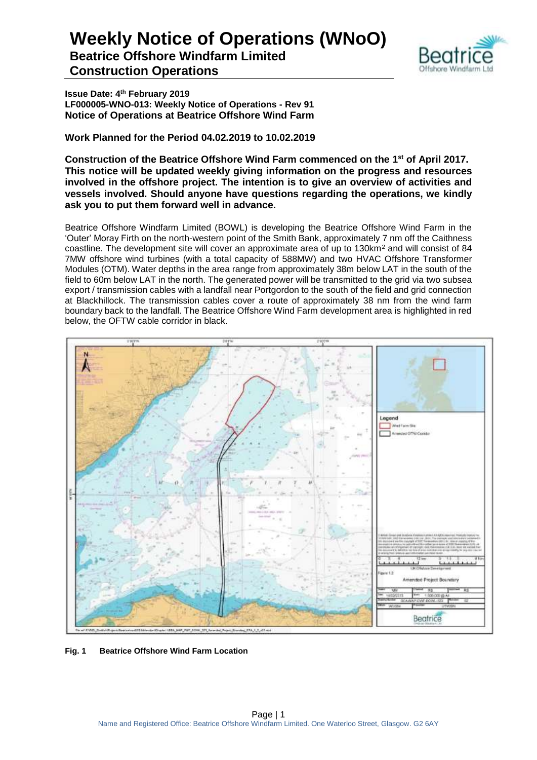# Weekly Notice of Operations (WNoO)

## Beatrice Offshore Windfarm Limited

## Construction Operations

**Issue Date: 4th February 2019**
**LF000005-WNO-013: Weekly Notice of Operations - Rev 91**
**Notice of Operations at Beatrice Offshore Wind Farm**

**Work Planned for the Period 04.02.2019 to 10.02.2019**

**Construction of the Beatrice Offshore Wind Farm commenced on the 1st of April 2017. This notice will be updated weekly giving information on the progress and resources involved in the offshore project. The intention is to give an overview of activities and vessels involved. Should anyone have questions regarding the operations, we kindly ask you to put them forward well in advance.**

Beatrice Offshore Windfarm Limited (BOWL) is developing the Beatrice Offshore Wind Farm in the 'Outer' Moray Firth on the north-western point of the Smith Bank, approximately 7 nm off the Caithness coastline. The development site will cover an approximate area of up to 130km$^2$ and will consist of 84 7MW offshore wind turbines (with a total capacity of 588MW) and two HVAC Offshore Transformer Modules (OTM). Water depths in the area range from approximately 38m below LAT in the south of the field to 60m below LAT in the north. The generated power will be transmitted to the grid via two subsea export / transmission cables with a landfall near Portgordon to the south of the field and grid connection at Blackhillock. The transmission cables cover a route of approximately 38 nm from the wind farm boundary back to the landfall. The Beatrice Offshore Wind Farm development area is highlighted in red below, the OFTW cable corridor in black.

**Fig. 1 Beatrice Offshore Wind Farm Location**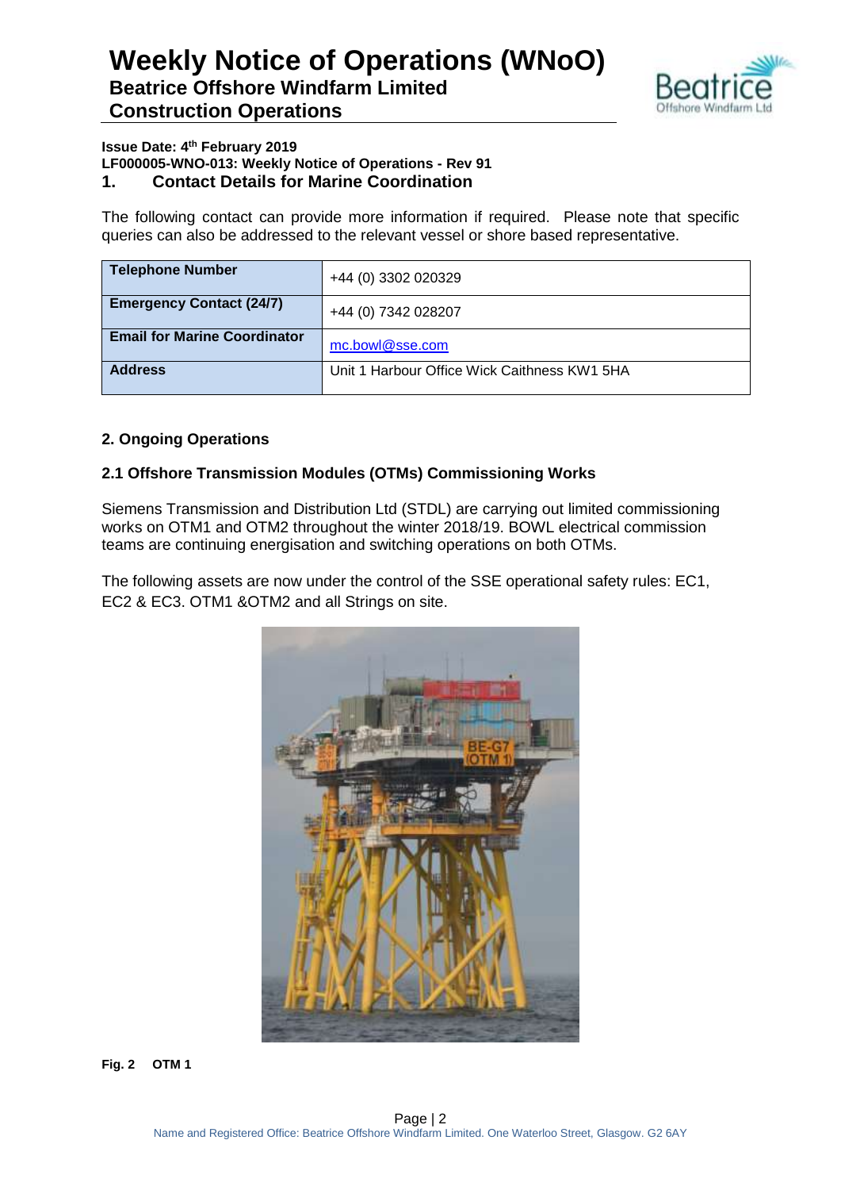# Weekly Notice of Operations (WNoO)

## Beatrice Offshore Windfarm Limited
## Construction Operations

**Issue Date: 4th February 2019**
**LF000005-WNO-013: Weekly Notice of Operations - Rev 91**

## 1. Contact Details for Marine Coordination

The following contact can provide more information if required. Please note that specific queries can also be addressed to the relevant vessel or shore based representative.

| | |
|---|---|
| **Telephone Number** | +44 (0) 3302 020329 |
| **Emergency Contact (24/7)** | +44 (0) 7342 028207 |
| **Email for Marine Coordinator** | mc.bowl@sse.com |
| **Address** | Unit 1 Harbour Office Wick Caithness KW1 5HA |

## 2. Ongoing Operations

### 2.1 Offshore Transmission Modules (OTMs) Commissioning Works

Siemens Transmission and Distribution Ltd (STDL) are carrying out limited commissioning works on OTM1 and OTM2 throughout the winter 2018/19. BOWL electrical commission teams are continuing energisation and switching operations on both OTMs.

The following assets are now under the control of the SSE operational safety rules: EC1, EC2 & EC3. OTM1 &OTM2 and all Strings on site.

**Fig. 2 OTM 1**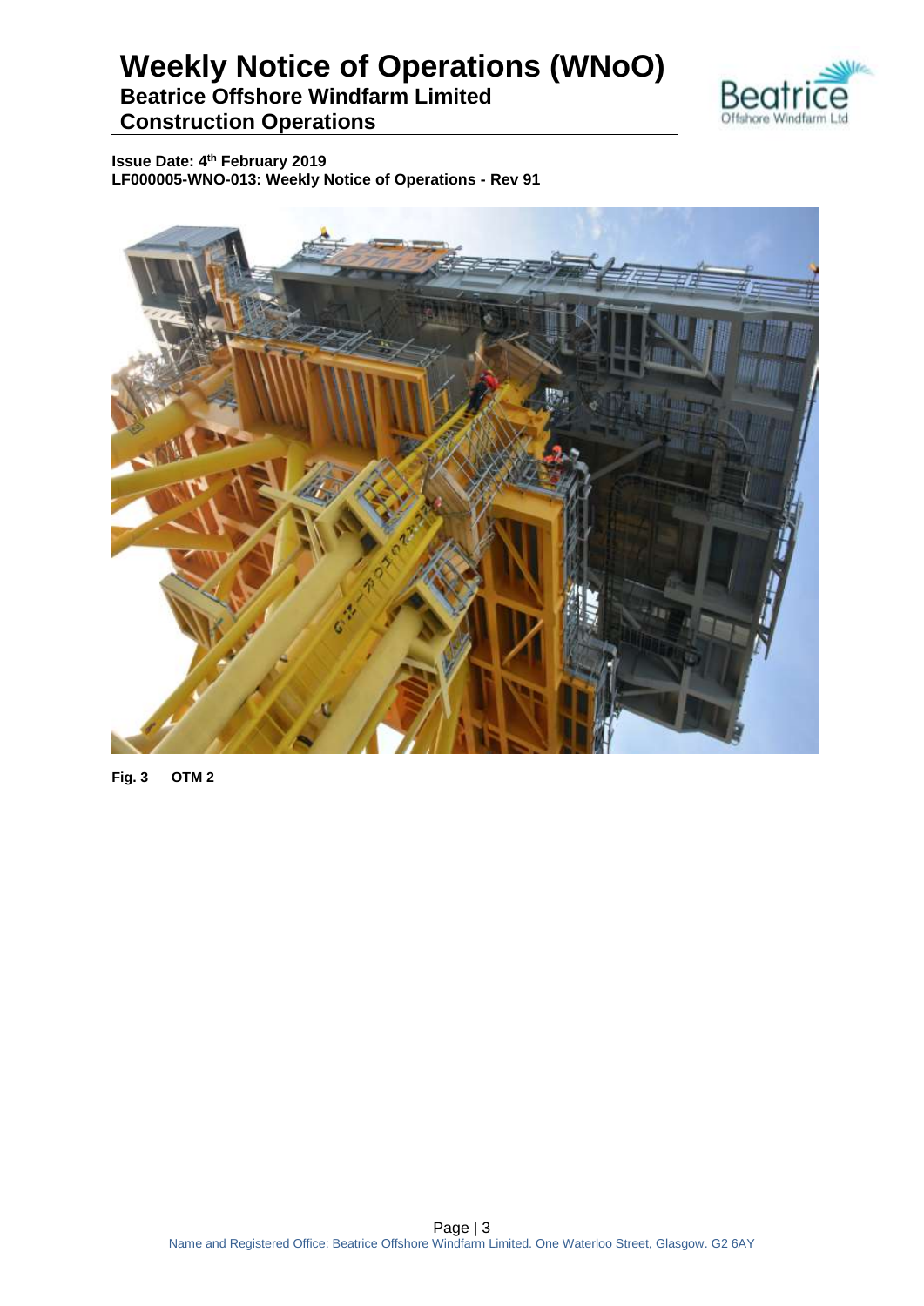Fig. 3 OTM 2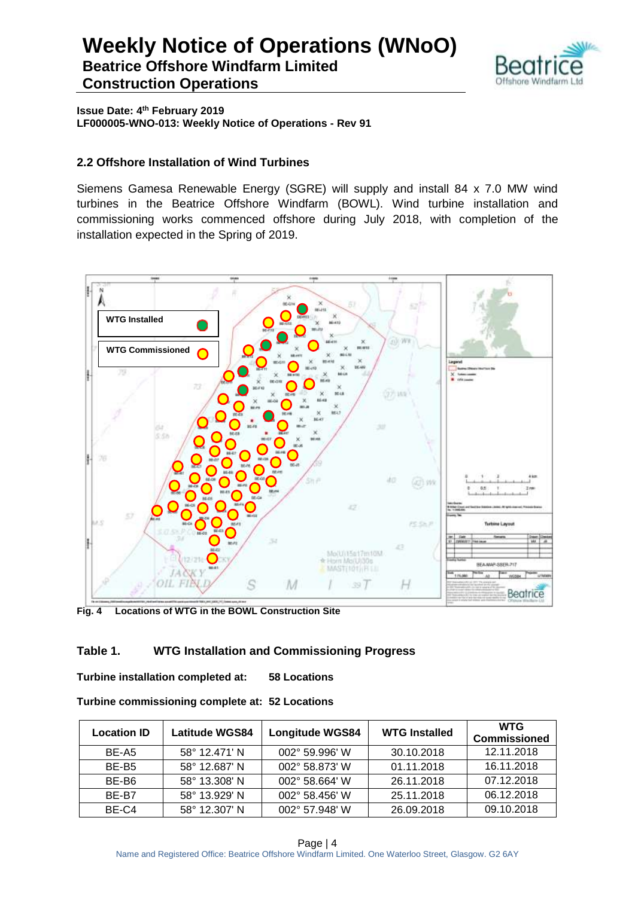**Issue Date: 4th February 2019**
**LF000005-WNO-013: Weekly Notice of Operations - Rev 91**

## 2.2 Offshore Installation of Wind Turbines

Siemens Gamesa Renewable Energy (SGRE) will supply and install 84 x 7.0 MW wind turbines in the Beatrice Offshore Windfarm (BOWL). Wind turbine installation and commissioning works commenced offshore during July 2018, with completion of the installation expected in the Spring of 2019.

**Fig. 4 Locations of WTG in the BOWL Construction Site**

### Table 1. WTG Installation and Commissioning Progress

**Turbine installation completed at: 58 Locations**

**Turbine commissioning complete at: 52 Locations**

| Location ID | Latitude WGS84 | Longitude WGS84 | WTG Installed | WTG Commissioned |
|---|---|---|---|---|
| BE-A5 | 58° 12.471' N | 002° 59.996' W | 30.10.2018 | 12.11.2018 |
| BE-B5 | 58° 12.687' N | 002° 58.873' W | 01.11.2018 | 16.11.2018 |
| BE-B6 | 58° 13.308' N | 002° 58.664' W | 26.11.2018 | 07.12.2018 |
| BE-B7 | 58° 13.929' N | 002° 58.456' W | 25.11.2018 | 06.12.2018 |
| BE-C4 | 58° 12.307' N | 002° 57.948' W | 26.09.2018 | 09.10.2018 |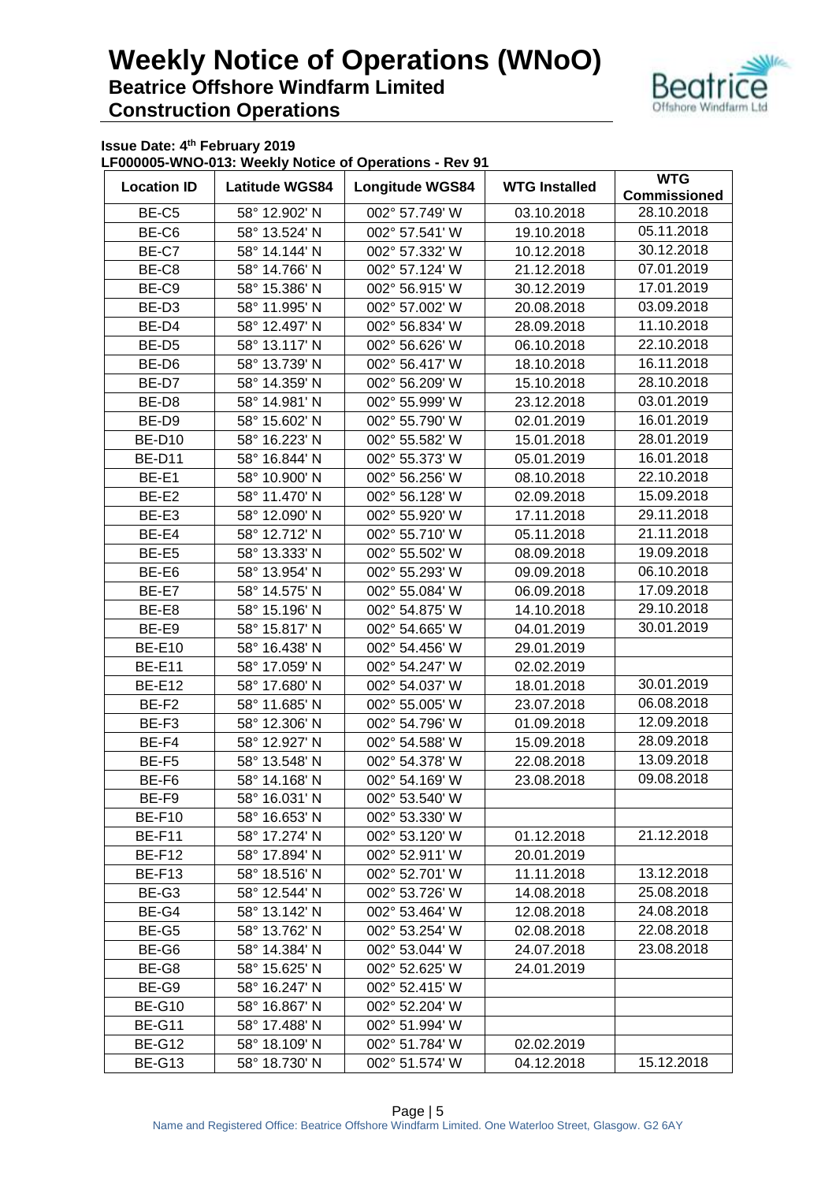# Weekly Notice of Operations (WNoO)

## Beatrice Offshore Windfarm Limited

## Construction Operations

**Issue Date: 4th February 2019**

**LF000005-WNO-013: Weekly Notice of Operations - Rev 91**

| Location ID | Latitude WGS84 | Longitude WGS84 | WTG Installed | WTG Commissioned |
|---|---|---|---|---|
| BE-C5 | 58° 12.902' N | 002° 57.749' W | 03.10.2018 | 28.10.2018 |
| BE-C6 | 58° 13.524' N | 002° 57.541' W | 19.10.2018 | 05.11.2018 |
| BE-C7 | 58° 14.144' N | 002° 57.332' W | 10.12.2018 | 30.12.2018 |
| BE-C8 | 58° 14.766' N | 002° 57.124' W | 21.12.2018 | 07.01.2019 |
| BE-C9 | 58° 15.386' N | 002° 56.915' W | 30.12.2019 | 17.01.2019 |
| BE-D3 | 58° 11.995' N | 002° 57.002' W | 20.08.2018 | 03.09.2018 |
| BE-D4 | 58° 12.497' N | 002° 56.834' W | 28.09.2018 | 11.10.2018 |
| BE-D5 | 58° 13.117' N | 002° 56.626' W | 06.10.2018 | 22.10.2018 |
| BE-D6 | 58° 13.739' N | 002° 56.417' W | 18.10.2018 | 16.11.2018 |
| BE-D7 | 58° 14.359' N | 002° 56.209' W | 15.10.2018 | 28.10.2018 |
| BE-D8 | 58° 14.981' N | 002° 55.999' W | 23.12.2018 | 03.01.2019 |
| BE-D9 | 58° 15.602' N | 002° 55.790' W | 02.01.2019 | 16.01.2019 |
| BE-D10 | 58° 16.223' N | 002° 55.582' W | 15.01.2018 | 28.01.2019 |
| BE-D11 | 58° 16.844' N | 002° 55.373' W | 05.01.2019 | 16.01.2018 |
| BE-E1 | 58° 10.900' N | 002° 56.256' W | 08.10.2018 | 22.10.2018 |
| BE-E2 | 58° 11.470' N | 002° 56.128' W | 02.09.2018 | 15.09.2018 |
| BE-E3 | 58° 12.090' N | 002° 55.920' W | 17.11.2018 | 29.11.2018 |
| BE-E4 | 58° 12.712' N | 002° 55.710' W | 05.11.2018 | 21.11.2018 |
| BE-E5 | 58° 13.333' N | 002° 55.502' W | 08.09.2018 | 19.09.2018 |
| BE-E6 | 58° 13.954' N | 002° 55.293' W | 09.09.2018 | 06.10.2018 |
| BE-E7 | 58° 14.575' N | 002° 55.084' W | 06.09.2018 | 17.09.2018 |
| BE-E8 | 58° 15.196' N | 002° 54.875' W | 14.10.2018 | 29.10.2018 |
| BE-E9 | 58° 15.817' N | 002° 54.665' W | 04.01.2019 | 30.01.2019 |
| BE-E10 | 58° 16.438' N | 002° 54.456' W | 29.01.2019 | |
| BE-E11 | 58° 17.059' N | 002° 54.247' W | 02.02.2019 | |
| BE-E12 | 58° 17.680' N | 002° 54.037' W | 18.01.2018 | 30.01.2019 |
| BE-F2 | 58° 11.685' N | 002° 55.005' W | 23.07.2018 | 06.08.2018 |
| BE-F3 | 58° 12.306' N | 002° 54.796' W | 01.09.2018 | 12.09.2018 |
| BE-F4 | 58° 12.927' N | 002° 54.588' W | 15.09.2018 | 28.09.2018 |
| BE-F5 | 58° 13.548' N | 002° 54.378' W | 22.08.2018 | 13.09.2018 |
| BE-F6 | 58° 14.168' N | 002° 54.169' W | 23.08.2018 | 09.08.2018 |
| BE-F9 | 58° 16.031' N | 002° 53.540' W | | |
| BE-F10 | 58° 16.653' N | 002° 53.330' W | | |
| BE-F11 | 58° 17.274' N | 002° 53.120' W | 01.12.2018 | 21.12.2018 |
| BE-F12 | 58° 17.894' N | 002° 52.911' W | 20.01.2019 | |
| BE-F13 | 58° 18.516' N | 002° 52.701' W | 11.11.2018 | 13.12.2018 |
| BE-G3 | 58° 12.544' N | 002° 53.726' W | 14.08.2018 | 25.08.2018 |
| BE-G4 | 58° 13.142' N | 002° 53.464' W | 12.08.2018 | 24.08.2018 |
| BE-G5 | 58° 13.762' N | 002° 53.254' W | 02.08.2018 | 22.08.2018 |
| BE-G6 | 58° 14.384' N | 002° 53.044' W | 24.07.2018 | 23.08.2018 |
| BE-G8 | 58° 15.625' N | 002° 52.625' W | 24.01.2019 | |
| BE-G9 | 58° 16.247' N | 002° 52.415' W | | |
| BE-G10 | 58° 16.867' N | 002° 52.204' W | | |
| BE-G11 | 58° 17.488' N | 002° 51.994' W | | |
| BE-G12 | 58° 18.109' N | 002° 51.784' W | 02.02.2019 | |
| BE-G13 | 58° 18.730' N | 002° 51.574' W | 04.12.2018 | 15.12.2018 |

Name and Registered Office: Beatrice Offshore Windfarm Limited. One Waterloo Street, Glasgow. G2 6AY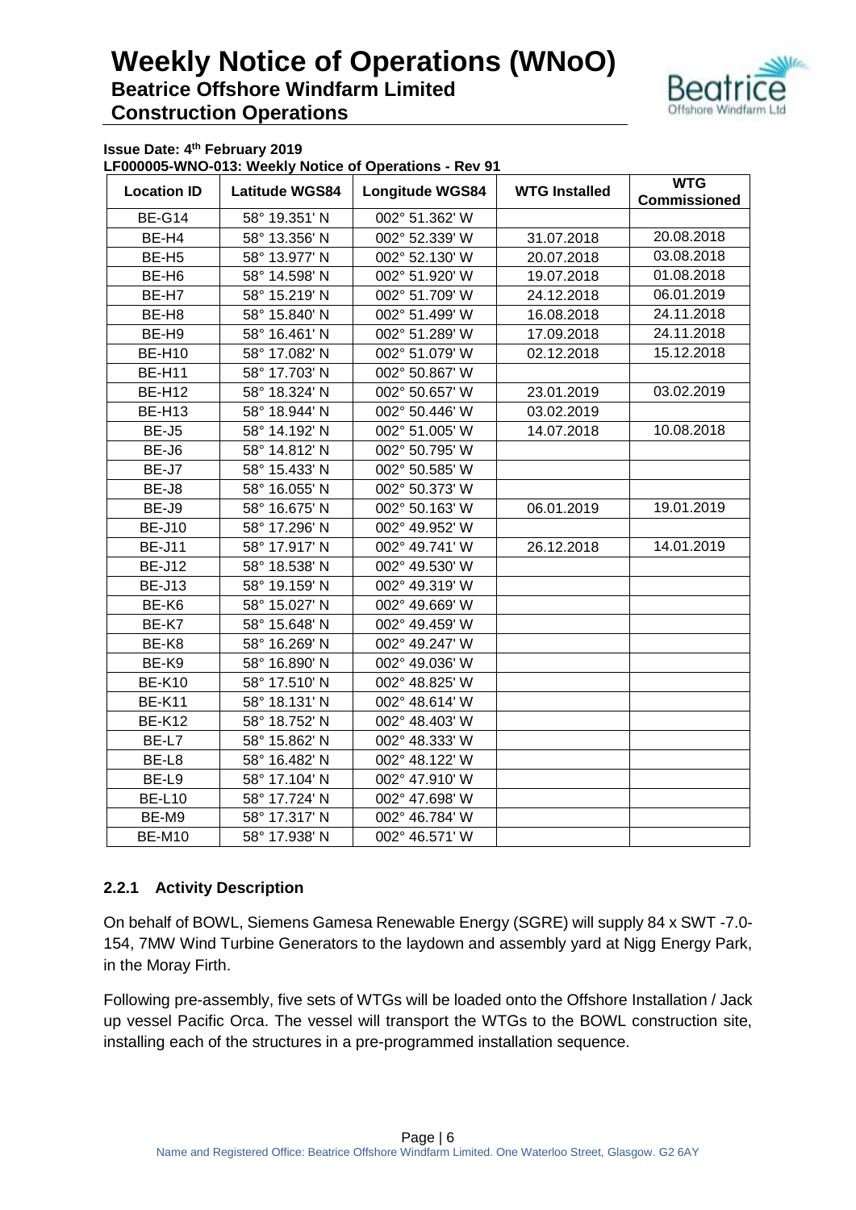**Issue Date: 4th February 2019**
**LF000005-WNO-013: Weekly Notice of Operations - Rev 91**

| Location ID | Latitude WGS84 | Longitude WGS84 | WTG Installed | WTG Commissioned |
|---|---|---|---|---|
| BE-G14 | 58° 19.351' N | 002° 51.362' W | | |
| BE-H4 | 58° 13.356' N | 002° 52.339' W | 31.07.2018 | 20.08.2018 |
| BE-H5 | 58° 13.977' N | 002° 52.130' W | 20.07.2018 | 03.08.2018 |
| BE-H6 | 58° 14.598' N | 002° 51.920' W | 19.07.2018 | 01.08.2018 |
| BE-H7 | 58° 15.219' N | 002° 51.709' W | 24.12.2018 | 06.01.2019 |
| BE-H8 | 58° 15.840' N | 002° 51.499' W | 16.08.2018 | 24.11.2018 |
| BE-H9 | 58° 16.461' N | 002° 51.289' W | 17.09.2018 | 24.11.2018 |
| BE-H10 | 58° 17.082' N | 002° 51.079' W | 02.12.2018 | 15.12.2018 |
| BE-H11 | 58° 17.703' N | 002° 50.867' W | | |
| BE-H12 | 58° 18.324' N | 002° 50.657' W | 23.01.2019 | 03.02.2019 |
| BE-H13 | 58° 18.944' N | 002° 50.446' W | 03.02.2019 | |
| BE-J5 | 58° 14.192' N | 002° 51.005' W | 14.07.2018 | 10.08.2018 |
| BE-J6 | 58° 14.812' N | 002° 50.795' W | | |
| BE-J7 | 58° 15.433' N | 002° 50.585' W | | |
| BE-J8 | 58° 16.055' N | 002° 50.373' W | | |
| BE-J9 | 58° 16.675' N | 002° 50.163' W | 06.01.2019 | 19.01.2019 |
| BE-J10 | 58° 17.296' N | 002° 49.952' W | | |
| BE-J11 | 58° 17.917' N | 002° 49.741' W | 26.12.2018 | 14.01.2019 |
| BE-J12 | 58° 18.538' N | 002° 49.530' W | | |
| BE-J13 | 58° 19.159' N | 002° 49.319' W | | |
| BE-K6 | 58° 15.027' N | 002° 49.669' W | | |
| BE-K7 | 58° 15.648' N | 002° 49.459' W | | |
| BE-K8 | 58° 16.269' N | 002° 49.247' W | | |
| BE-K9 | 58° 16.890' N | 002° 49.036' W | | |
| BE-K10 | 58° 17.510' N | 002° 48.825' W | | |
| BE-K11 | 58° 18.131' N | 002° 48.614' W | | |
| BE-K12 | 58° 18.752' N | 002° 48.403' W | | |
| BE-L7 | 58° 15.862' N | 002° 48.333' W | | |
| BE-L8 | 58° 16.482' N | 002° 48.122' W | | |
| BE-L9 | 58° 17.104' N | 002° 47.910' W | | |
| BE-L10 | 58° 17.724' N | 002° 47.698' W | | |
| BE-M9 | 58° 17.317' N | 002° 46.784' W | | |
| BE-M10 | 58° 17.938' N | 002° 46.571' W | | |

### 2.2.1 Activity Description

On behalf of BOWL, Siemens Gamesa Renewable Energy (SGRE) will supply 84 x SWT -7.0-154, 7MW Wind Turbine Generators to the laydown and assembly yard at Nigg Energy Park, in the Moray Firth.

Following pre-assembly, five sets of WTGs will be loaded onto the Offshore Installation / Jack up vessel Pacific Orca. The vessel will transport the WTGs to the BOWL construction site, installing each of the structures in a pre-programmed installation sequence.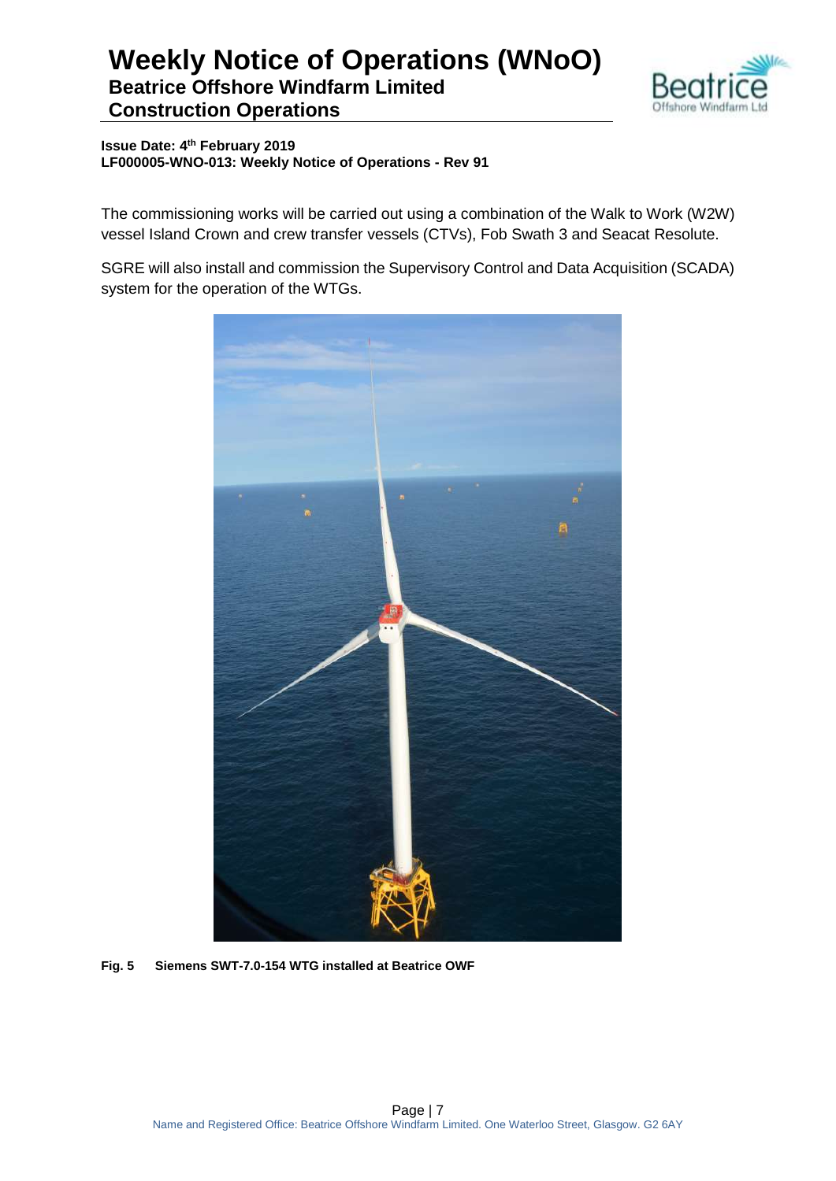The commissioning works will be carried out using a combination of the Walk to Work (W2W) vessel Island Crown and crew transfer vessels (CTVs), Fob Swath 3 and Seacat Resolute.

SGRE will also install and commission the Supervisory Control and Data Acquisition (SCADA) system for the operation of the WTGs.

**Fig. 5 Siemens SWT-7.0-154 WTG installed at Beatrice OWF**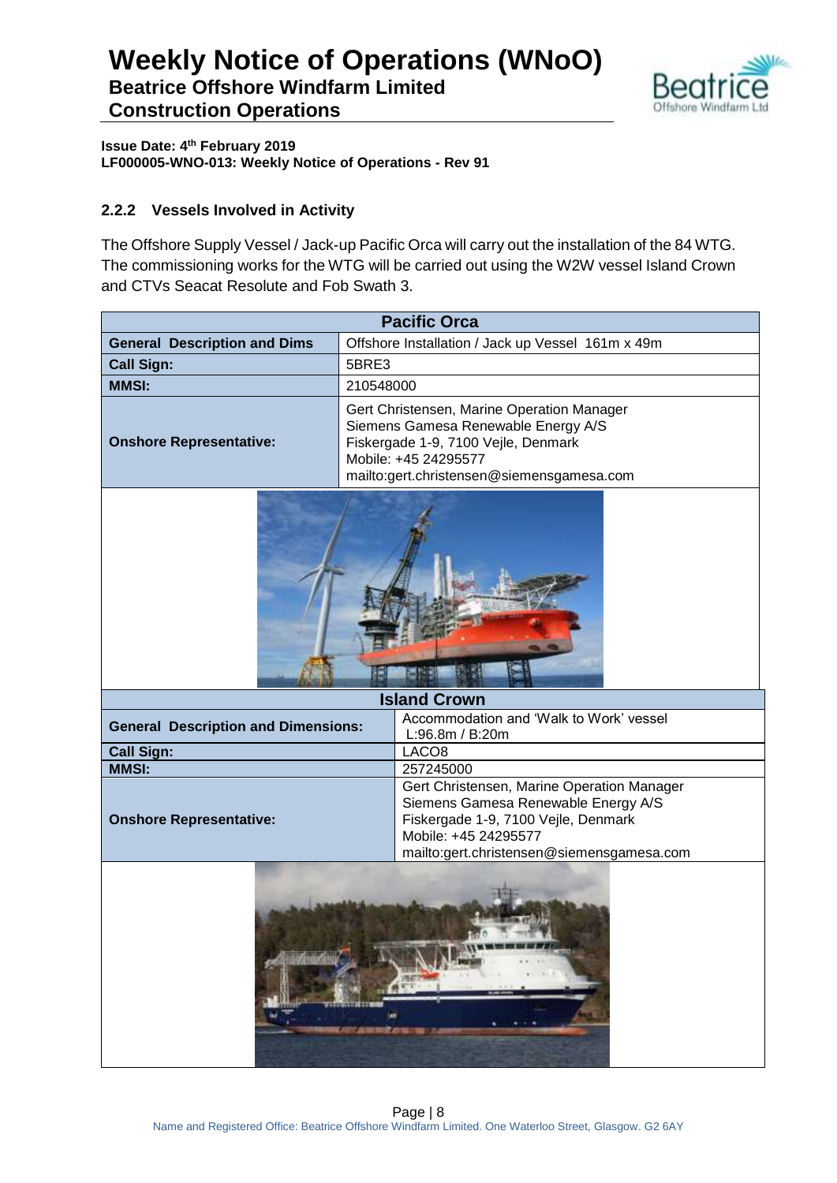### 2.2.2 Vessels Involved in Activity

The Offshore Supply Vessel / Jack-up Pacific Orca will carry out the installation of the 84 WTG. The commissioning works for the WTG will be carried out using the W2W vessel Island Crown and CTVs Seacat Resolute and Fob Swath 3.

| Pacific Orca | |
|---|---|
| **General Description and Dims** | Offshore Installation / Jack up Vessel 161m x 49m |
| **Call Sign:** | 5BRE3 |
| **MMSI:** | 210548000 |
| **Onshore Representative:** | Gert Christensen, Marine Operation Manager<br>Siemens Gamesa Renewable Energy A/S<br>Fiskergade 1-9, 7100 Vejle, Denmark<br>Mobile: +45 24295577<br>mailto:gert.christensen@siemensgamesa.com |

| Island Crown | |
|---|---|
| **General Description and Dimensions:** | Accommodation and 'Walk to Work' vessel<br>L:96.8m / B:20m |
| **Call Sign:** | LACO8 |
| **MMSI:** | 257245000 |
| **Onshore Representative:** | Gert Christensen, Marine Operation Manager<br>Siemens Gamesa Renewable Energy A/S<br>Fiskergade 1-9, 7100 Vejle, Denmark<br>Mobile: +45 24295577<br>mailto:gert.christensen@siemensgamesa.com |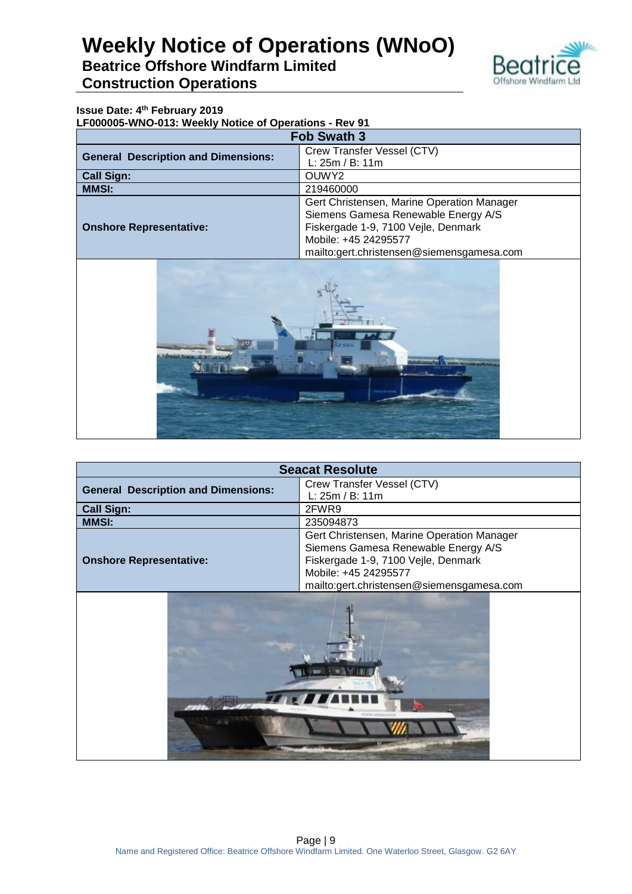**Issue Date: 4th February 2019**

**LF000005-WNO-013: Weekly Notice of Operations - Rev 91**

| Fob Swath 3 | |
|---|---|
| **General Description and Dimensions:** | Crew Transfer Vessel (CTV)<br>L: 25m / B: 11m |
| **Call Sign:** | OUWY2 |
| **MMSI:** | 219460000 |
| **Onshore Representative:** | Gert Christensen, Marine Operation Manager<br>Siemens Gamesa Renewable Energy A/S<br>Fiskergade 1-9, 7100 Vejle, Denmark<br>Mobile: +45 24295577<br>mailto:gert.christensen@siemensgamesa.com |

| Seacat Resolute | |
|---|---|
| **General Description and Dimensions:** | Crew Transfer Vessel (CTV)<br>L: 25m / B: 11m |
| **Call Sign:** | 2FWR9 |
| **MMSI:** | 235094873 |
| **Onshore Representative:** | Gert Christensen, Marine Operation Manager<br>Siemens Gamesa Renewable Energy A/S<br>Fiskergade 1-9, 7100 Vejle, Denmark<br>Mobile: +45 24295577<br>mailto:gert.christensen@siemensgamesa.com |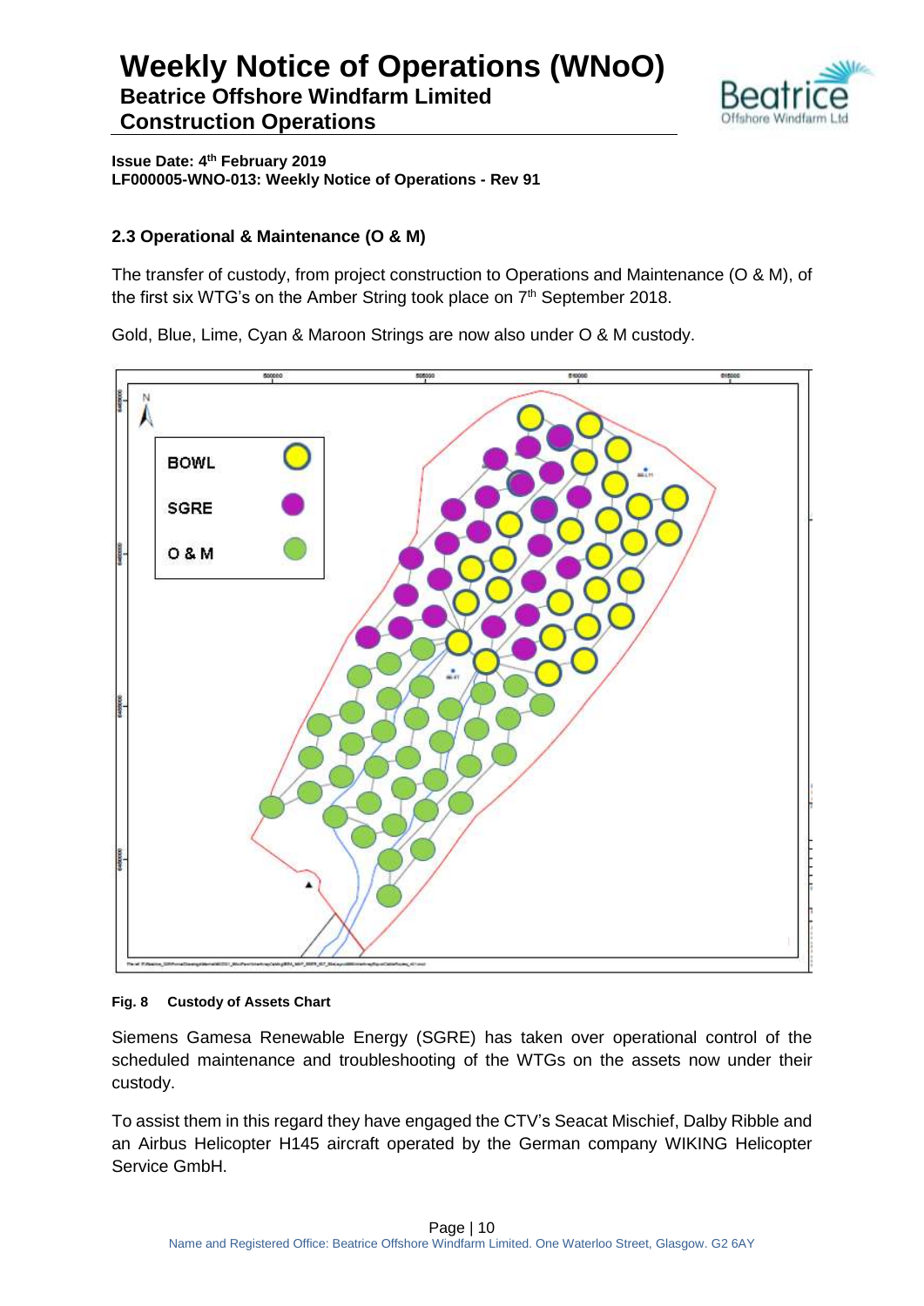## 2.3 Operational & Maintenance (O & M)

The transfer of custody, from project construction to Operations and Maintenance (O & M), of the first six WTG's on the Amber String took place on 7th September 2018.

Gold, Blue, Lime, Cyan & Maroon Strings are now also under O & M custody.

**Fig. 8 Custody of Assets Chart**

Siemens Gamesa Renewable Energy (SGRE) has taken over operational control of the scheduled maintenance and troubleshooting of the WTGs on the assets now under their custody.

To assist them in this regard they have engaged the CTV's Seacat Mischief, Dalby Ribble and an Airbus Helicopter H145 aircraft operated by the German company WIKING Helicopter Service GmbH.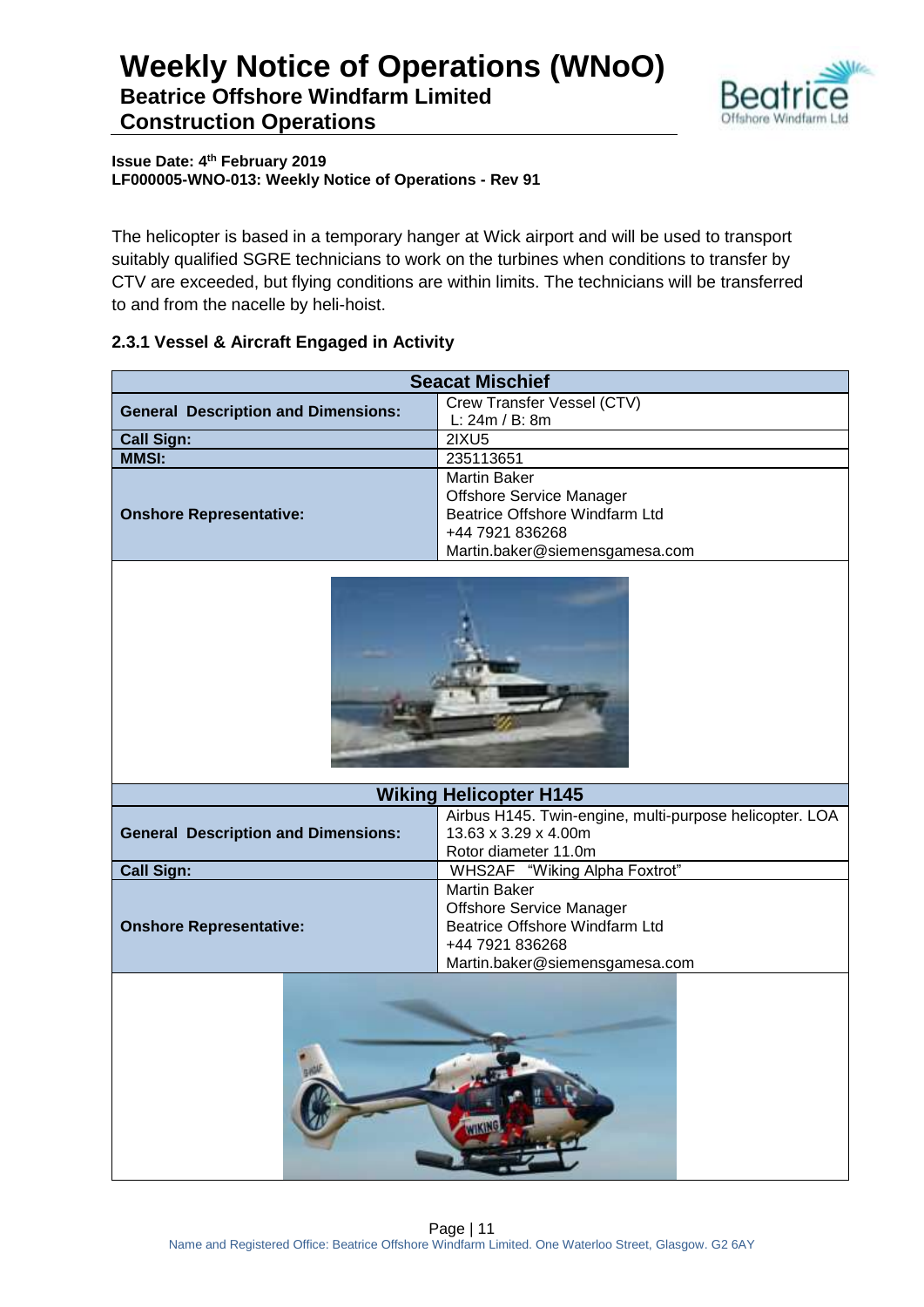The helicopter is based in a temporary hanger at Wick airport and will be used to transport suitably qualified SGRE technicians to work on the turbines when conditions to transfer by CTV are exceeded, but flying conditions are within limits. The technicians will be transferred to and from the nacelle by heli-hoist.

### 2.3.1 Vessel & Aircraft Engaged in Activity

| Seacat Mischief | |
|---|---|
| **General Description and Dimensions:** | Crew Transfer Vessel (CTV)<br>L: 24m / B: 8m |
| **Call Sign:** | 2IXU5 |
| **MMSI:** | 235113651 |
| **Onshore Representative:** | Martin Baker<br>Offshore Service Manager<br>Beatrice Offshore Windfarm Ltd<br>+44 7921 836268<br>Martin.baker@siemensgamesa.com |

| Wiking Helicopter H145 | |
|---|---|
| **General Description and Dimensions:** | Airbus H145. Twin-engine, multi-purpose helicopter. LOA 13.63 x 3.29 x 4.00m<br>Rotor diameter 11.0m |
| **Call Sign:** | WHS2AF "Wiking Alpha Foxtrot" |
| **Onshore Representative:** | Martin Baker<br>Offshore Service Manager<br>Beatrice Offshore Windfarm Ltd<br>+44 7921 836268<br>Martin.baker@siemensgamesa.com |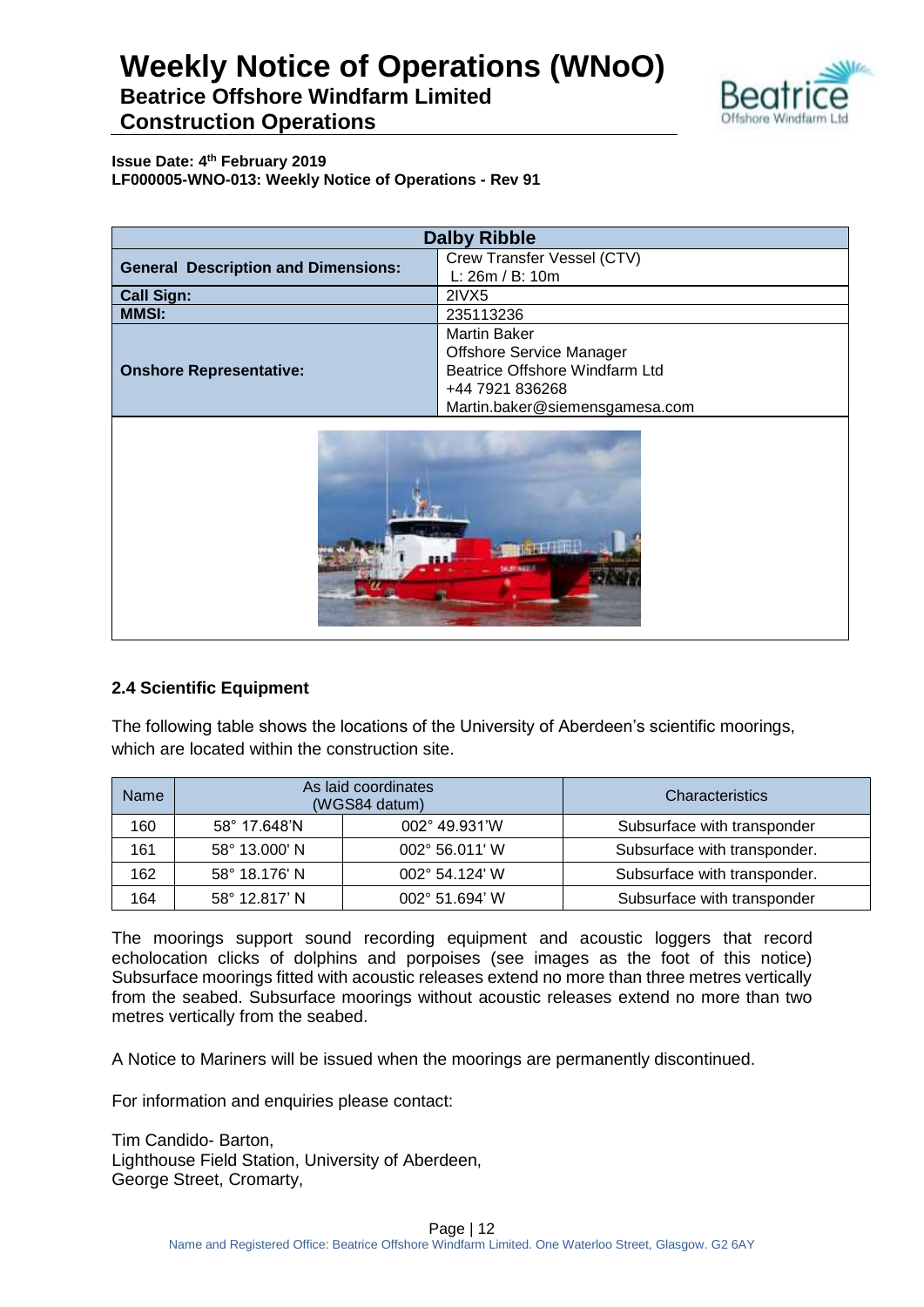| Dalby Ribble | |
|---|---|
| **General Description and Dimensions:** | Crew Transfer Vessel (CTV)<br>L: 26m / B: 10m |
| **Call Sign:** | 2IVX5 |
| **MMSI:** | 235113236 |
| **Onshore Representative:** | Martin Baker<br>Offshore Service Manager<br>Beatrice Offshore Windfarm Ltd<br>+44 7921 836268<br>Martin.baker@siemensgamesa.com |

### 2.4 Scientific Equipment

The following table shows the locations of the University of Aberdeen's scientific moorings, which are located within the construction site.

| Name | As laid coordinates (WGS84 datum) | | Characteristics |
|---|---|---|---|
| 160 | 58° 17.648'N | 002° 49.931'W | Subsurface with transponder |
| 161 | 58° 13.000' N | 002° 56.011' W | Subsurface with transponder. |
| 162 | 58° 18.176' N | 002° 54.124' W | Subsurface with transponder. |
| 164 | 58° 12.817' N | 002° 51.694' W | Subsurface with transponder |

The moorings support sound recording equipment and acoustic loggers that record echolocation clicks of dolphins and porpoises (see images as the foot of this notice) Subsurface moorings fitted with acoustic releases extend no more than three metres vertically from the seabed. Subsurface moorings without acoustic releases extend no more than two metres vertically from the seabed.

A Notice to Mariners will be issued when the moorings are permanently discontinued.

For information and enquiries please contact:

Tim Candido- Barton,
Lighthouse Field Station, University of Aberdeen,
George Street, Cromarty,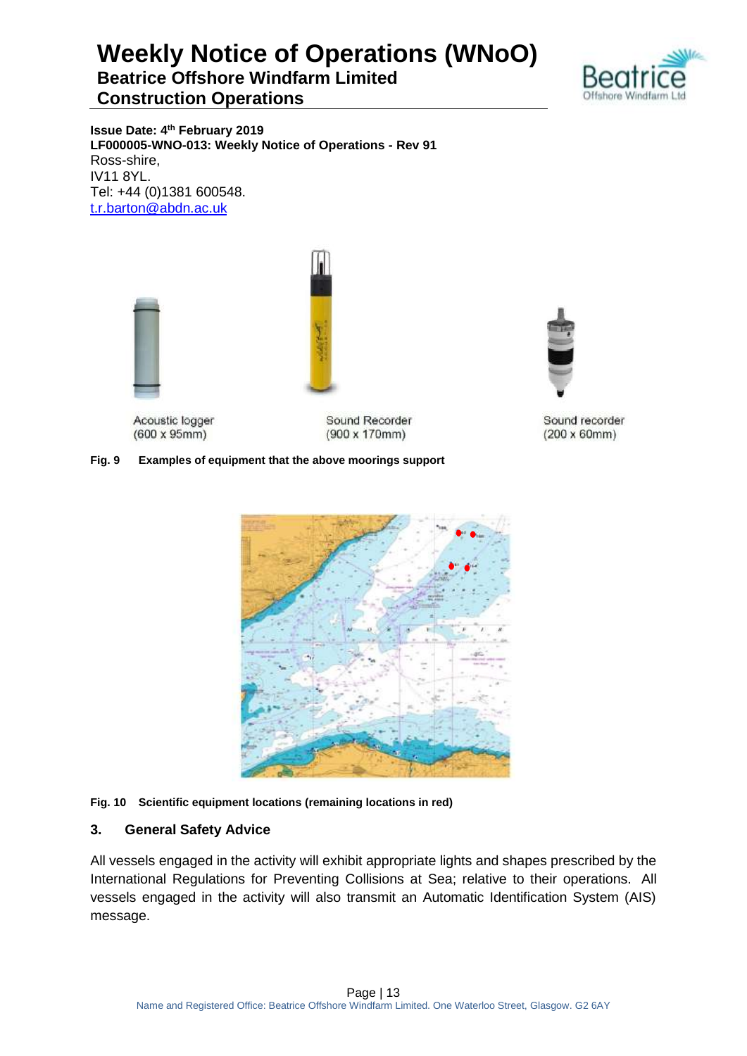Issue Date: 4th February 2019
LF000005-WNO-013: Weekly Notice of Operations - Rev 91

Ross-shire,
IV11 8YL.
Tel: +44 (0)1381 600548.
t.r.barton@abdn.ac.uk

Acoustic logger (600 x 95mm)

Sound Recorder (900 x 170mm)

Sound recorder (200 x 60mm)

**Fig. 9 Examples of equipment that the above moorings support**

**Fig. 10 Scientific equipment locations (remaining locations in red)**

## 3. General Safety Advice

All vessels engaged in the activity will exhibit appropriate lights and shapes prescribed by the International Regulations for Preventing Collisions at Sea; relative to their operations. All vessels engaged in the activity will also transmit an Automatic Identification System (AIS) message.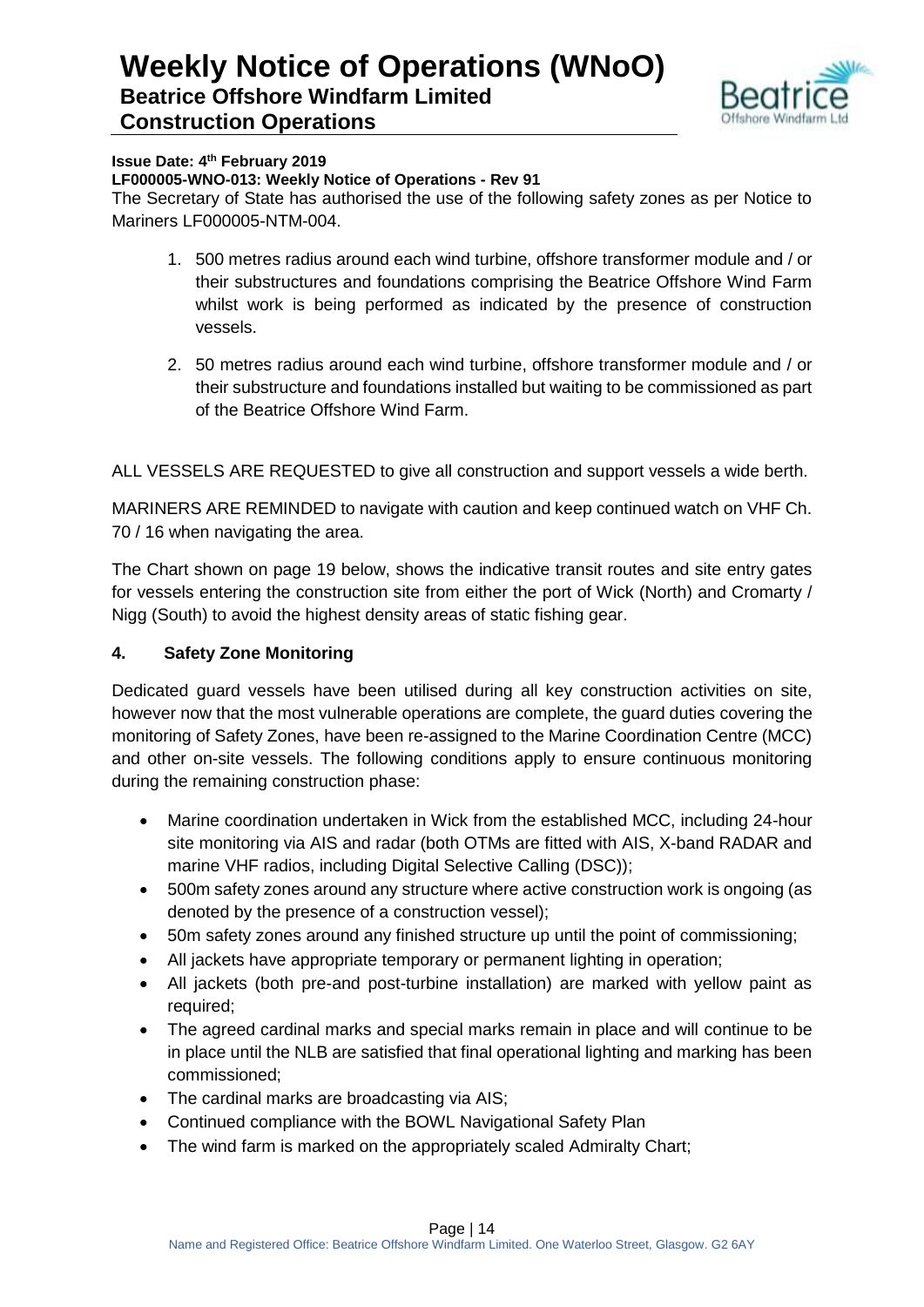**Issue Date: 4th February 2019**

**LF000005-WNO-013: Weekly Notice of Operations - Rev 91**

The Secretary of State has authorised the use of the following safety zones as per Notice to Mariners LF000005-NTM-004.

1. 500 metres radius around each wind turbine, offshore transformer module and / or their substructures and foundations comprising the Beatrice Offshore Wind Farm whilst work is being performed as indicated by the presence of construction vessels.
2. 50 metres radius around each wind turbine, offshore transformer module and / or their substructure and foundations installed but waiting to be commissioned as part of the Beatrice Offshore Wind Farm.

ALL VESSELS ARE REQUESTED to give all construction and support vessels a wide berth.

MARINERS ARE REMINDED to navigate with caution and keep continued watch on VHF Ch. 70 / 16 when navigating the area.

The Chart shown on page 19 below, shows the indicative transit routes and site entry gates for vessels entering the construction site from either the port of Wick (North) and Cromarty / Nigg (South) to avoid the highest density areas of static fishing gear.

## 4. Safety Zone Monitoring

Dedicated guard vessels have been utilised during all key construction activities on site, however now that the most vulnerable operations are complete, the guard duties covering the monitoring of Safety Zones, have been re-assigned to the Marine Coordination Centre (MCC) and other on-site vessels. The following conditions apply to ensure continuous monitoring during the remaining construction phase:

- Marine coordination undertaken in Wick from the established MCC, including 24-hour site monitoring via AIS and radar (both OTMs are fitted with AIS, X-band RADAR and marine VHF radios, including Digital Selective Calling (DSC));
- 500m safety zones around any structure where active construction work is ongoing (as denoted by the presence of a construction vessel);
- 50m safety zones around any finished structure up until the point of commissioning;
- All jackets have appropriate temporary or permanent lighting in operation;
- All jackets (both pre-and post-turbine installation) are marked with yellow paint as required;
- The agreed cardinal marks and special marks remain in place and will continue to be in place until the NLB are satisfied that final operational lighting and marking has been commissioned;
- The cardinal marks are broadcasting via AIS;
- Continued compliance with the BOWL Navigational Safety Plan
- The wind farm is marked on the appropriately scaled Admiralty Chart;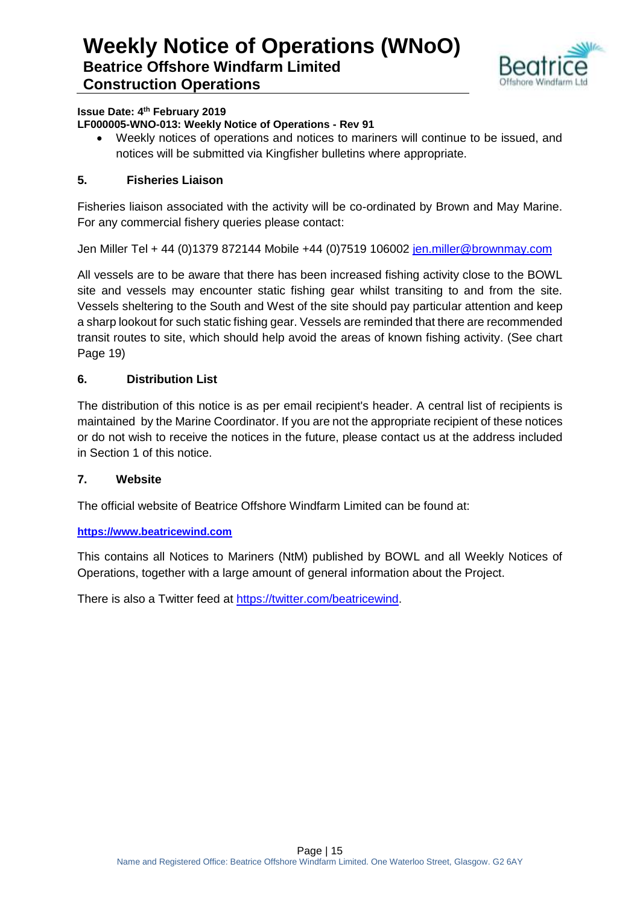- Weekly notices of operations and notices to mariners will continue to be issued, and notices will be submitted via Kingfisher bulletins where appropriate.

## 5. Fisheries Liaison

Fisheries liaison associated with the activity will be co-ordinated by Brown and May Marine. For any commercial fishery queries please contact:

Jen Miller Tel + 44 (0)1379 872144 Mobile +44 (0)7519 106002 jen.miller@brownmay.com

All vessels are to be aware that there has been increased fishing activity close to the BOWL site and vessels may encounter static fishing gear whilst transiting to and from the site. Vessels sheltering to the South and West of the site should pay particular attention and keep a sharp lookout for such static fishing gear. Vessels are reminded that there are recommended transit routes to site, which should help avoid the areas of known fishing activity. (See chart Page 19)

## 6. Distribution List

The distribution of this notice is as per email recipient's header. A central list of recipients is maintained by the Marine Coordinator. If you are not the appropriate recipient of these notices or do not wish to receive the notices in the future, please contact us at the address included in Section 1 of this notice.

## 7. Website

The official website of Beatrice Offshore Windfarm Limited can be found at:

**https://www.beatricewind.com**

This contains all Notices to Mariners (NtM) published by BOWL and all Weekly Notices of Operations, together with a large amount of general information about the Project.

There is also a Twitter feed at https://twitter.com/beatricewind.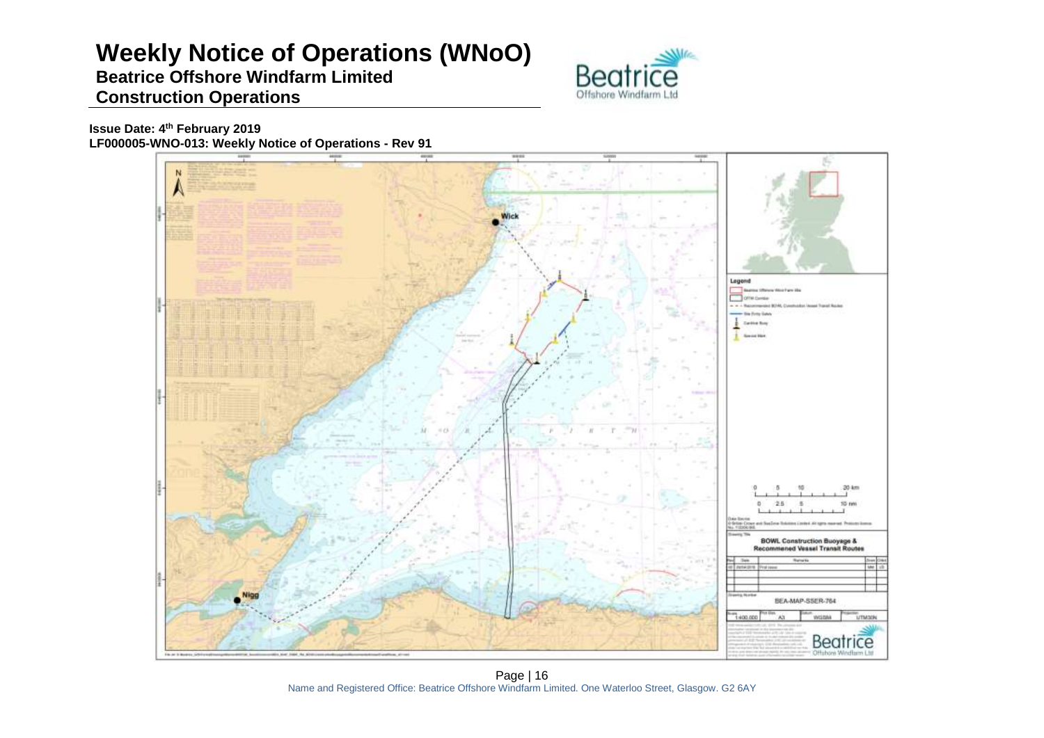# Weekly Notice of Operations (WNoO)

**Beatrice Offshore Windfarm Limited**

**Construction Operations**

**Issue Date: 4th February 2019**

**LF000005-WNO-013: Weekly Notice of Operations - Rev 91**

Legend

- Beatrice Offshore Wind Farm Site
- OFTW Corridor
- Recommended BOWL Construction Vessel Transit Routes
- Site Entry Gates
- Cardinal Buoy
- Special Mark

Wick

Nigg

**BOWL Construction Buoyage & Recommened Vessel Transit Routes**

BEA-MAP-SSER-764

1:400,000 | A3 | WGS84 | UTM30N

Name and Registered Office: Beatrice Offshore Windfarm Limited. One Waterloo Street, Glasgow. G2 6AY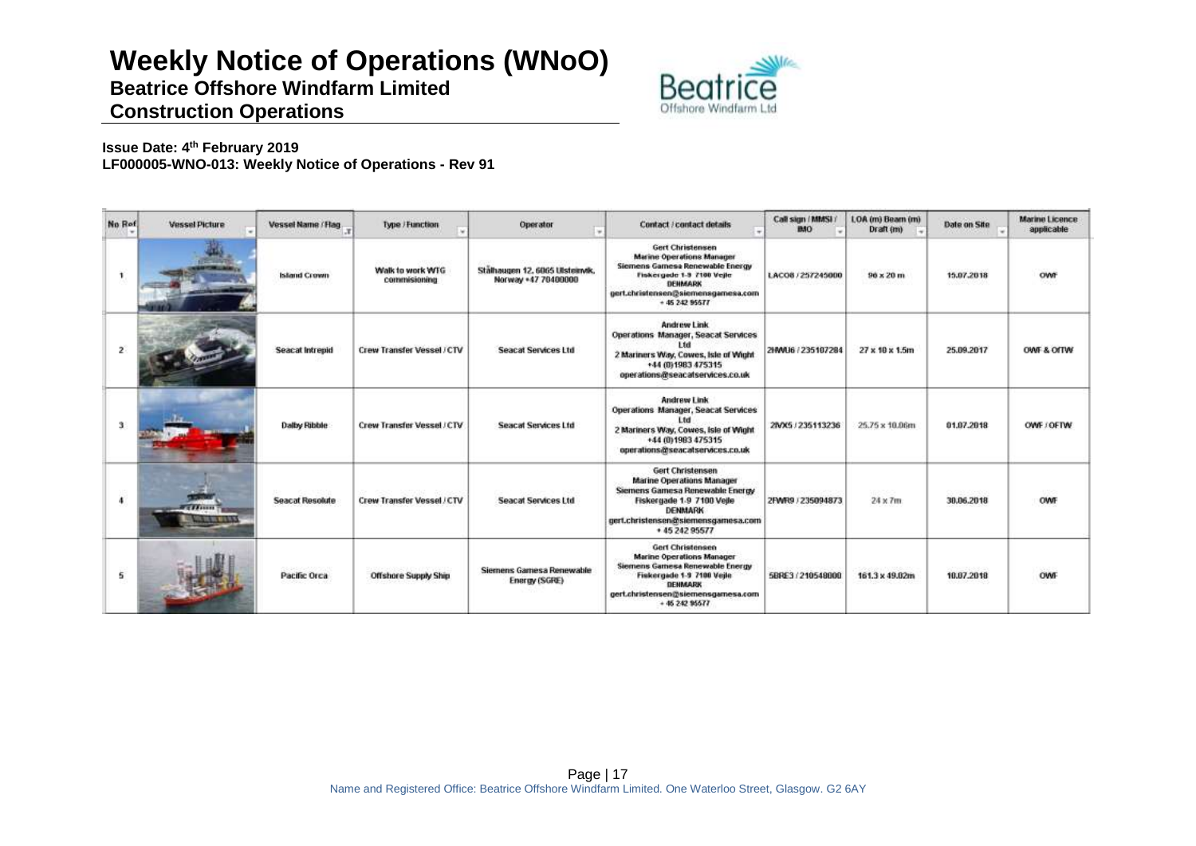# Weekly Notice of Operations (WNoO)

**Beatrice Offshore Windfarm Limited**

**Construction Operations**

**Issue Date: 4th February 2019**

**LF000005-WNO-013: Weekly Notice of Operations - Rev 91**

| No Ref | Vessel Picture | Vessel Name / Flag | Type / Function | Operator | Contact / contact details | Call sign / MMSI / IMO | LOA (m) Beam (m) Draft (m) | Date on Site | Marine Licence applicable |
|---|---|---|---|---|---|---|---|---|---|
| 1 | | Island Crown | Walk to work WTG commisioning | Stålhaugen 12, 6065 Ulsteinvik, Norway +47 70400000 | Gert Christensen Marine Operations Manager Siemens Gamesa Renewable Energy Fiskergade 1-9 7100 Vejle DENMARK gert.christensen@siemensgamesa.com + 45 242 95577 | LACO8 / 257245000 | 96 x 20 m | 15.07.2018 | OWF |
| 2 | | Seacat Intrepid | Crew Transfer Vessel / CTV | Seacat Services Ltd | Andrew Link Operations Manager, Seacat Services Ltd 2 Mariners Way, Cowes, Isle of Wight +44 (0)1983 475315 operations@seacatservices.co.uk | 2HWU6 / 235107284 | 27 x 10 x 1.5m | 25.09.2017 | OWF & OfTW |
| 3 | | Dalby Ribble | Crew Transfer Vessel / CTV | Seacat Services Ltd | Andrew Link Operations Manager, Seacat Services Ltd 2 Mariners Way, Cowes, Isle of Wight +44 (0)1983 475315 operations@seacatservices.co.uk | 2IVX5 / 235113236 | 25.75 x 10.06m | 01.07.2018 | OWF / OFTW |
| 4 | | Seacat Resolute | Crew Transfer Vessel / CTV | Seacat Services Ltd | Gert Christensen Marine Operations Manager Siemens Gamesa Renewable Energy Fiskergade 1-9 7100 Vejle DENMARK gert.christensen@siemensgamesa.com + 45 242 95577 | 2FWR9 / 235094873 | 24 x 7m | 30.06.2018 | OWF |
| 5 | | Pacific Orca | Offshore Supply Ship | Siemens Gamesa Renewable Energy (SGRE) | Gert Christensen Marine Operations Manager Siemens Gamesa Renewable Energy Fiskergade 1-9 7100 Vejle DENMARK gert.christensen@siemensgamesa.com + 45 242 95577 | 5BRE3 / 210548000 | 161.3 x 49.02m | 10.07.2018 | OWF |

Name and Registered Office: Beatrice Offshore Windfarm Limited. One Waterloo Street, Glasgow. G2 6AY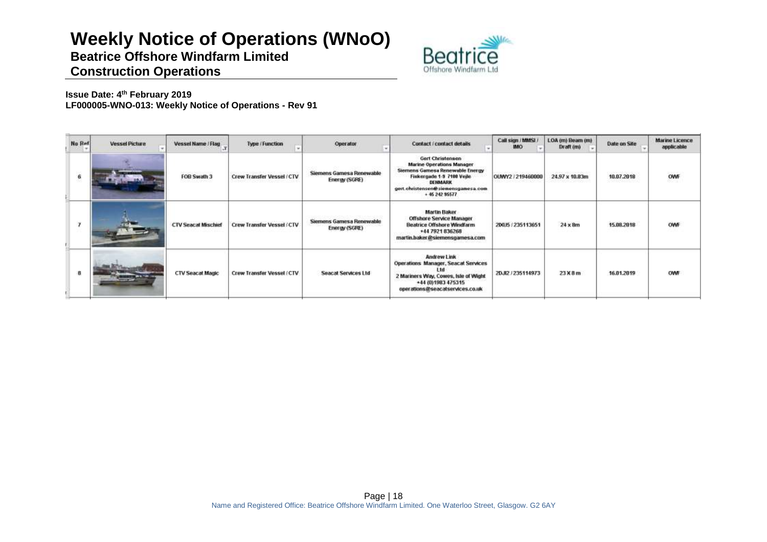# Weekly Notice of Operations (WNoO)

**Beatrice Offshore Windfarm Limited**

**Construction Operations**

**Issue Date: 4th February 2019**
**LF000005-WNO-013: Weekly Notice of Operations - Rev 91**

| No Ref | Vessel Picture | Vessel Name / Flag | Type / Function | Operator | Contact / contact details | Call sign / MMSI / IMO | LOA (m) Beam (m) Draft (m) | Date on Site | Marine Licence applicable |
|---|---|---|---|---|---|---|---|---|---|
| 6 | | FOB Swath 3 | Crew Transfer Vessel / CTV | Siemens Gamesa Renewable Energy (SGRE) | Gert Christensen Marine Operations Manager Siemens Gamesa Renewable Energy Fiskergade 1-9 7100 Vejle DENMARK gert.christensen@siemensgamesa.com + 45 242 95577 | OUWY2 / 219460000 | 24.97 x 10.83m | 10.07.2018 | OWF |
| 7 | | CTV Seacat Mischief | Crew Transfer Vessel / CTV | Siemens Gamesa Renewable Energy (SGRE) | Martin Baker Offshore Service Manager Beatrice Offshore Windfarm +44 7921 836268 martin.baker@siemensgamesa.com | 2IXU5 / 235113651 | 24 x 8m | 15.08.2018 | OWF |
| 8 | | CTV Seacat Magic | Crew Transfer Vessel / CTV | Seacat Services Ltd | Andrew Link Operations Manager, Seacat Services Ltd 2 Mariners Way, Cowes, Isle of Wight +44 (0)1983 475315 operations@seacatservices.co.uk | 2DJI2 / 235114973 | 23 X 8 m | 16.01.2019 | OWF |

Name and Registered Office: Beatrice Offshore Windfarm Limited. One Waterloo Street, Glasgow. G2 6AY